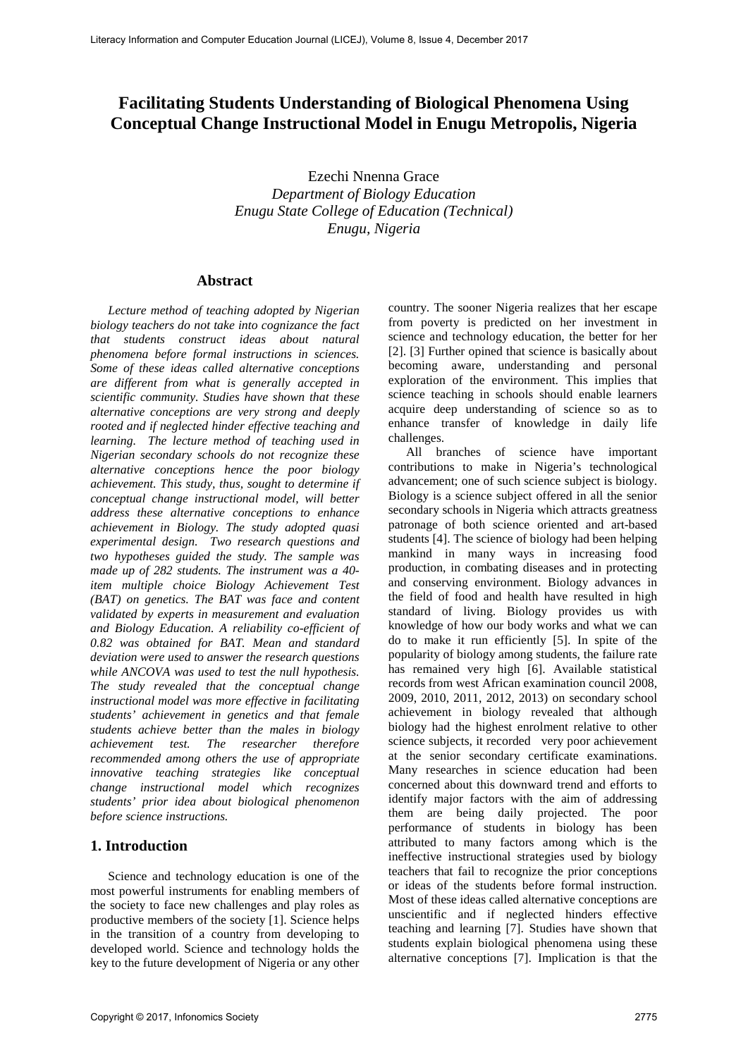# Facilitating Students Understanding of Biological Phenomena Using Conceptual Change Instructional Model in Enugu Metropolis, Nigeria

Ezechi Nnenna Grace
*Department of Biology Education*
*Enugu State College of Education (Technical)*
*Enugu, Nigeria*

## Abstract

*Lecture method of teaching adopted by Nigerian biology teachers do not take into cognizance the fact that students construct ideas about natural phenomena before formal instructions in sciences. Some of these ideas called alternative conceptions are different from what is generally accepted in scientific community. Studies have shown that these alternative conceptions are very strong and deeply rooted and if neglected hinder effective teaching and learning. The lecture method of teaching used in Nigerian secondary schools do not recognize these alternative conceptions hence the poor biology achievement. This study, thus, sought to determine if conceptual change instructional model, will better address these alternative conceptions to enhance achievement in Biology. The study adopted quasi experimental design. Two research questions and two hypotheses guided the study. The sample was made up of 282 students. The instrument was a 40-item multiple choice Biology Achievement Test (BAT) on genetics. The BAT was face and content validated by experts in measurement and evaluation and Biology Education. A reliability co-efficient of 0.82 was obtained for BAT. Mean and standard deviation were used to answer the research questions while ANCOVA was used to test the null hypothesis. The study revealed that the conceptual change instructional model was more effective in facilitating students' achievement in genetics and that female students achieve better than the males in biology achievement test. The researcher therefore recommended among others the use of appropriate innovative teaching strategies like conceptual change instructional model which recognizes students' prior idea about biological phenomenon before science instructions.*

## 1. Introduction

Science and technology education is one of the most powerful instruments for enabling members of the society to face new challenges and play roles as productive members of the society [1]. Science helps in the transition of a country from developing to developed world. Science and technology holds the key to the future development of Nigeria or any other country. The sooner Nigeria realizes that her escape from poverty is predicted on her investment in science and technology education, the better for her [2]. [3] Further opined that science is basically about becoming aware, understanding and personal exploration of the environment. This implies that science teaching in schools should enable learners acquire deep understanding of science so as to enhance transfer of knowledge in daily life challenges.

All branches of science have important contributions to make in Nigeria's technological advancement; one of such science subject is biology. Biology is a science subject offered in all the senior secondary schools in Nigeria which attracts greatness patronage of both science oriented and art-based students [4]. The science of biology had been helping mankind in many ways in increasing food production, in combating diseases and in protecting and conserving environment. Biology advances in the field of food and health have resulted in high standard of living. Biology provides us with knowledge of how our body works and what we can do to make it run efficiently [5]. In spite of the popularity of biology among students, the failure rate has remained very high [6]. Available statistical records from west African examination council 2008, 2009, 2010, 2011, 2012, 2013) on secondary school achievement in biology revealed that although biology had the highest enrolment relative to other science subjects, it recorded very poor achievement at the senior secondary certificate examinations. Many researches in science education had been concerned about this downward trend and efforts to identify major factors with the aim of addressing them are being daily projected. The poor performance of students in biology has been attributed to many factors among which is the ineffective instructional strategies used by biology teachers that fail to recognize the prior conceptions or ideas of the students before formal instruction. Most of these ideas called alternative conceptions are unscientific and if neglected hinders effective teaching and learning [7]. Studies have shown that students explain biological phenomena using these alternative conceptions [7]. Implication is that the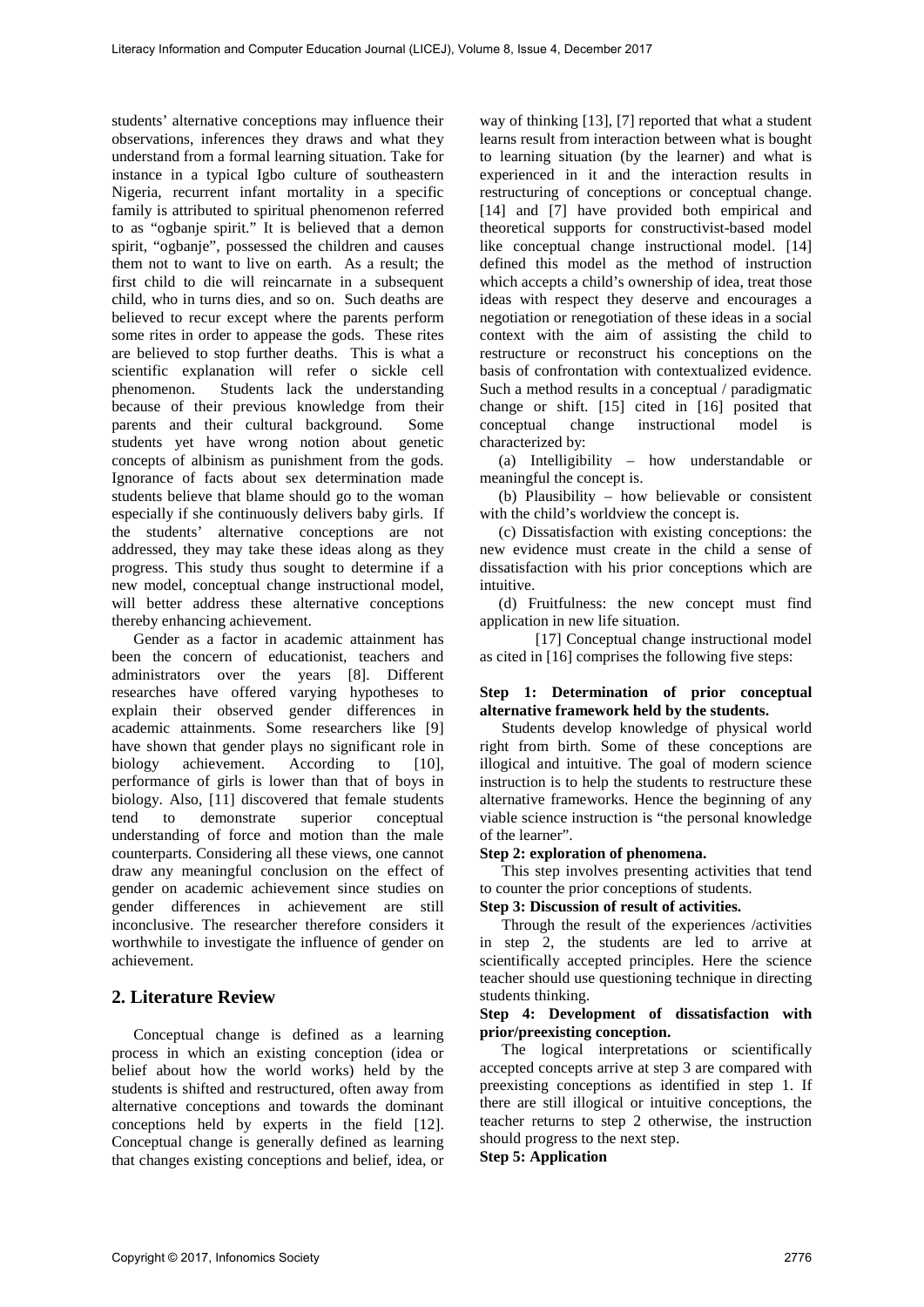students' alternative conceptions may influence their observations, inferences they draws and what they understand from a formal learning situation. Take for instance in a typical Igbo culture of southeastern Nigeria, recurrent infant mortality in a specific family is attributed to spiritual phenomenon referred to as "ogbanje spirit." It is believed that a demon spirit, "ogbanje", possessed the children and causes them not to want to live on earth. As a result; the first child to die will reincarnate in a subsequent child, who in turns dies, and so on. Such deaths are believed to recur except where the parents perform some rites in order to appease the gods. These rites are believed to stop further deaths. This is what a scientific explanation will refer o sickle cell phenomenon. Students lack the understanding because of their previous knowledge from their parents and their cultural background. Some students yet have wrong notion about genetic concepts of albinism as punishment from the gods. Ignorance of facts about sex determination made students believe that blame should go to the woman especially if she continuously delivers baby girls. If the students' alternative conceptions are not addressed, they may take these ideas along as they progress. This study thus sought to determine if a new model, conceptual change instructional model, will better address these alternative conceptions thereby enhancing achievement.

Gender as a factor in academic attainment has been the concern of educationist, teachers and administrators over the years [8]. Different researches have offered varying hypotheses to explain their observed gender differences in academic attainments. Some researchers like [9] have shown that gender plays no significant role in biology achievement. According to [10], performance of girls is lower than that of boys in biology. Also, [11] discovered that female students tend to demonstrate superior conceptual understanding of force and motion than the male counterparts. Considering all these views, one cannot draw any meaningful conclusion on the effect of gender on academic achievement since studies on gender differences in achievement are still inconclusive. The researcher therefore considers it worthwhile to investigate the influence of gender on achievement.

## 2. Literature Review

Conceptual change is defined as a learning process in which an existing conception (idea or belief about how the world works) held by the students is shifted and restructured, often away from alternative conceptions and towards the dominant conceptions held by experts in the field [12]. Conceptual change is generally defined as learning that changes existing conceptions and belief, idea, or way of thinking [13], [7] reported that what a student learns result from interaction between what is bought to learning situation (by the learner) and what is experienced in it and the interaction results in restructuring of conceptions or conceptual change. [14] and [7] have provided both empirical and theoretical supports for constructivist-based model like conceptual change instructional model. [14] defined this model as the method of instruction which accepts a child's ownership of idea, treat those ideas with respect they deserve and encourages a negotiation or renegotiation of these ideas in a social context with the aim of assisting the child to restructure or reconstruct his conceptions on the basis of confrontation with contextualized evidence. Such a method results in a conceptual / paradigmatic change or shift. [15] cited in [16] posited that conceptual change instructional model is characterized by:

(a) Intelligibility – how understandable or meaningful the concept is.

(b) Plausibility – how believable or consistent with the child's worldview the concept is.

(c) Dissatisfaction with existing conceptions: the new evidence must create in the child a sense of dissatisfaction with his prior conceptions which are intuitive.

(d) Fruitfulness: the new concept must find application in new life situation.

[17] Conceptual change instructional model as cited in [16] comprises the following five steps:

**Step 1: Determination of prior conceptual alternative framework held by the students.**

Students develop knowledge of physical world right from birth. Some of these conceptions are illogical and intuitive. The goal of modern science instruction is to help the students to restructure these alternative frameworks. Hence the beginning of any viable science instruction is "the personal knowledge of the learner".

**Step 2: exploration of phenomena.**

This step involves presenting activities that tend to counter the prior conceptions of students.

**Step 3: Discussion of result of activities.**

Through the result of the experiences /activities in step 2, the students are led to arrive at scientifically accepted principles. Here the science teacher should use questioning technique in directing students thinking.

**Step 4: Development of dissatisfaction with prior/preexisting conception.**

The logical interpretations or scientifically accepted concepts arrive at step 3 are compared with preexisting conceptions as identified in step 1. If there are still illogical or intuitive conceptions, the teacher returns to step 2 otherwise, the instruction should progress to the next step.

**Step 5: Application**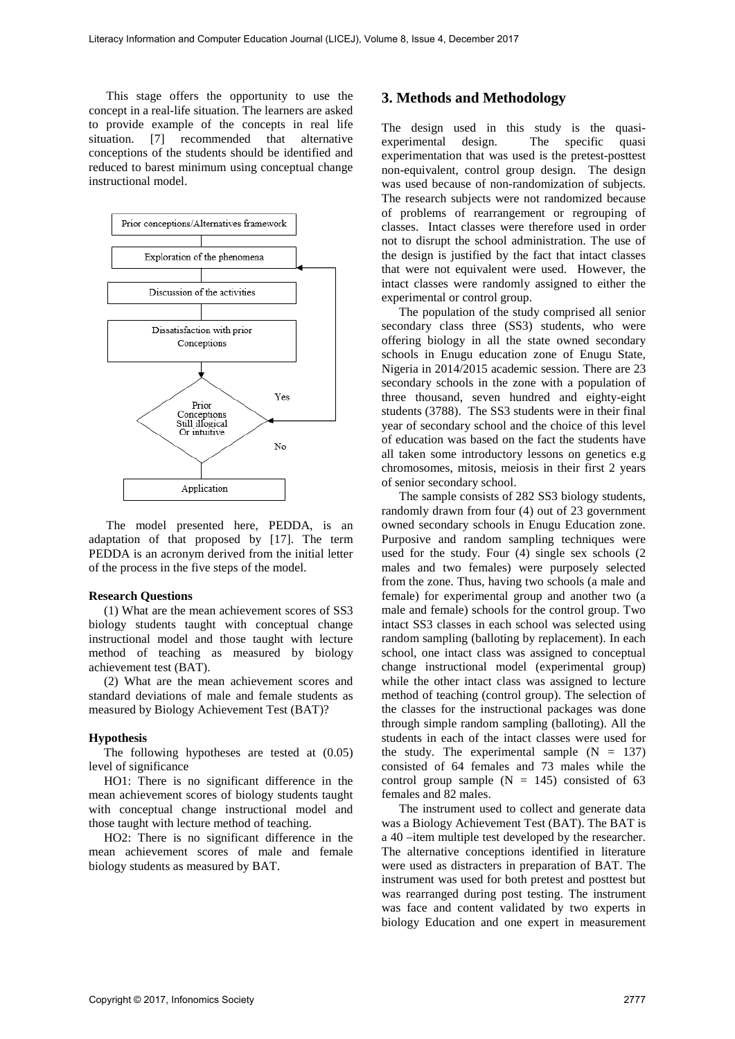This stage offers the opportunity to use the concept in a real-life situation. The learners are asked to provide example of the concepts in real life situation. [7] recommended that alternative conceptions of the students should be identified and reduced to barest minimum using conceptual change instructional model.

Prior conceptions/Alternatives framework

Exploration of the phenomena

Discussion of the activities

Dissatisfaction with prior Conceptions

Prior Conceptions Still illogical Or intuitive

Yes

No

Application

The model presented here, PEDDA, is an adaptation of that proposed by [17]. The term PEDDA is an acronym derived from the initial letter of the process in the five steps of the model.

**Research Questions**

(1) What are the mean achievement scores of SS3 biology students taught with conceptual change instructional model and those taught with lecture method of teaching as measured by biology achievement test (BAT).

(2) What are the mean achievement scores and standard deviations of male and female students as measured by Biology Achievement Test (BAT)?

**Hypothesis**

The following hypotheses are tested at (0.05) level of significance

HO1: There is no significant difference in the mean achievement scores of biology students taught with conceptual change instructional model and those taught with lecture method of teaching.

HO2: There is no significant difference in the mean achievement scores of male and female biology students as measured by BAT.

## 3. Methods and Methodology

The design used in this study is the quasi-experimental design. The specific quasi experimentation that was used is the pretest-posttest non-equivalent, control group design. The design was used because of non-randomization of subjects. The research subjects were not randomized because of problems of rearrangement or regrouping of classes. Intact classes were therefore used in order not to disrupt the school administration. The use of the design is justified by the fact that intact classes that were not equivalent were used. However, the intact classes were randomly assigned to either the experimental or control group.

The population of the study comprised all senior secondary class three (SS3) students, who were offering biology in all the state owned secondary schools in Enugu education zone of Enugu State, Nigeria in 2014/2015 academic session. There are 23 secondary schools in the zone with a population of three thousand, seven hundred and eighty-eight students (3788). The SS3 students were in their final year of secondary school and the choice of this level of education was based on the fact the students have all taken some introductory lessons on genetics e.g chromosomes, mitosis, meiosis in their first 2 years of senior secondary school.

The sample consists of 282 SS3 biology students, randomly drawn from four (4) out of 23 government owned secondary schools in Enugu Education zone. Purposive and random sampling techniques were used for the study. Four (4) single sex schools (2 males and two females) were purposely selected from the zone. Thus, having two schools (a male and female) for experimental group and another two (a male and female) schools for the control group. Two intact SS3 classes in each school was selected using random sampling (balloting by replacement). In each school, one intact class was assigned to conceptual change instructional model (experimental group) while the other intact class was assigned to lecture method of teaching (control group). The selection of the classes for the instructional packages was done through simple random sampling (balloting). All the students in each of the intact classes were used for the study. The experimental sample (N = 137) consisted of 64 females and 73 males while the control group sample (N = 145) consisted of 63 females and 82 males.

The instrument used to collect and generate data was a Biology Achievement Test (BAT). The BAT is a 40 –item multiple test developed by the researcher. The alternative conceptions identified in literature were used as distracters in preparation of BAT. The instrument was used for both pretest and posttest but was rearranged during post testing. The instrument was face and content validated by two experts in biology Education and one expert in measurement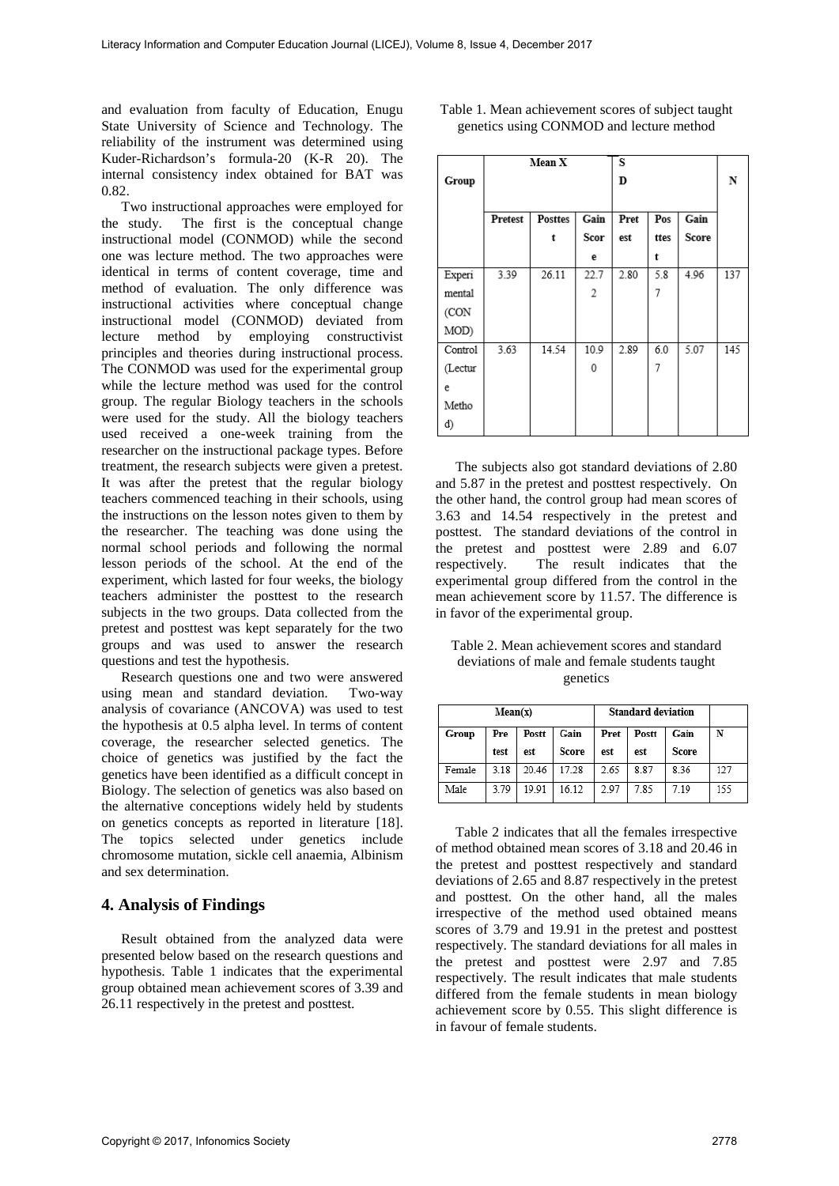and evaluation from faculty of Education, Enugu State University of Science and Technology. The reliability of the instrument was determined using Kuder-Richardson's formula-20 (K-R 20). The internal consistency index obtained for BAT was 0.82.

Two instructional approaches were employed for the study. The first is the conceptual change instructional model (CONMOD) while the second one was lecture method. The two approaches were identical in terms of content coverage, time and method of evaluation. The only difference was instructional activities where conceptual change instructional model (CONMOD) deviated from lecture method by employing constructivist principles and theories during instructional process. The CONMOD was used for the experimental group while the lecture method was used for the control group. The regular Biology teachers in the schools were used for the study. All the biology teachers used received a one-week training from the researcher on the instructional package types. Before treatment, the research subjects were given a pretest. It was after the pretest that the regular biology teachers commenced teaching in their schools, using the instructions on the lesson notes given to them by the researcher. The teaching was done using the normal school periods and following the normal lesson periods of the school. At the end of the experiment, which lasted for four weeks, the biology teachers administer the posttest to the research subjects in the two groups. Data collected from the pretest and posttest was kept separately for the two groups and was used to answer the research questions and test the hypothesis.

Research questions one and two were answered using mean and standard deviation. Two-way analysis of covariance (ANCOVA) was used to test the hypothesis at 0.5 alpha level. In terms of content coverage, the researcher selected genetics. The choice of genetics was justified by the fact the genetics have been identified as a difficult concept in Biology. The selection of genetics was also based on the alternative conceptions widely held by students on genetics concepts as reported in literature [18]. The topics selected under genetics include chromosome mutation, sickle cell anaemia, Albinism and sex determination.

## 4. Analysis of Findings

Result obtained from the analyzed data were presented below based on the research questions and hypothesis. Table 1 indicates that the experimental group obtained mean achievement scores of 3.39 and 26.11 respectively in the pretest and posttest.

Table 1. Mean achievement scores of subject taught genetics using CONMOD and lecture method

| Group | Mean X | | | SD | | | N |
|---|---|---|---|---|---|---|---|
| | Pretest | Posttest | Gain Score | Pretest | Posttest | Gain Score | |
| Experimental (CONMOD) | 3.39 | 26.11 | 22.72 | 2.80 | 5.87 | 4.96 | 137 |
| Control (Lecture Method) | 3.63 | 14.54 | 10.90 | 2.89 | 6.07 | 5.07 | 145 |

The subjects also got standard deviations of 2.80 and 5.87 in the pretest and posttest respectively. On the other hand, the control group had mean scores of 3.63 and 14.54 respectively in the pretest and posttest. The standard deviations of the control in the pretest and posttest were 2.89 and 6.07 respectively. The result indicates that the experimental group differed from the control in the mean achievement score by 11.57. The difference is in favor of the experimental group.

Table 2. Mean achievement scores and standard deviations of male and female students taught genetics

| Mean(x) | | | | Standard deviation | | | |
|---|---|---|---|---|---|---|---|
| Group | Pretest | Posttest | Gain Score | Pretest | Posttest | Gain Score | N |
| Female | 3.18 | 20.46 | 17.28 | 2.65 | 8.87 | 8.36 | 127 |
| Male | 3.79 | 19.91 | 16.12 | 2.97 | 7.85 | 7.19 | 155 |

Table 2 indicates that all the females irrespective of method obtained mean scores of 3.18 and 20.46 in the pretest and posttest respectively and standard deviations of 2.65 and 8.87 respectively in the pretest and posttest. On the other hand, all the males irrespective of the method used obtained means scores of 3.79 and 19.91 in the pretest and posttest respectively. The standard deviations for all males in the pretest and posttest were 2.97 and 7.85 respectively. The result indicates that male students differed from the female students in mean biology achievement score by 0.55. This slight difference is in favour of female students.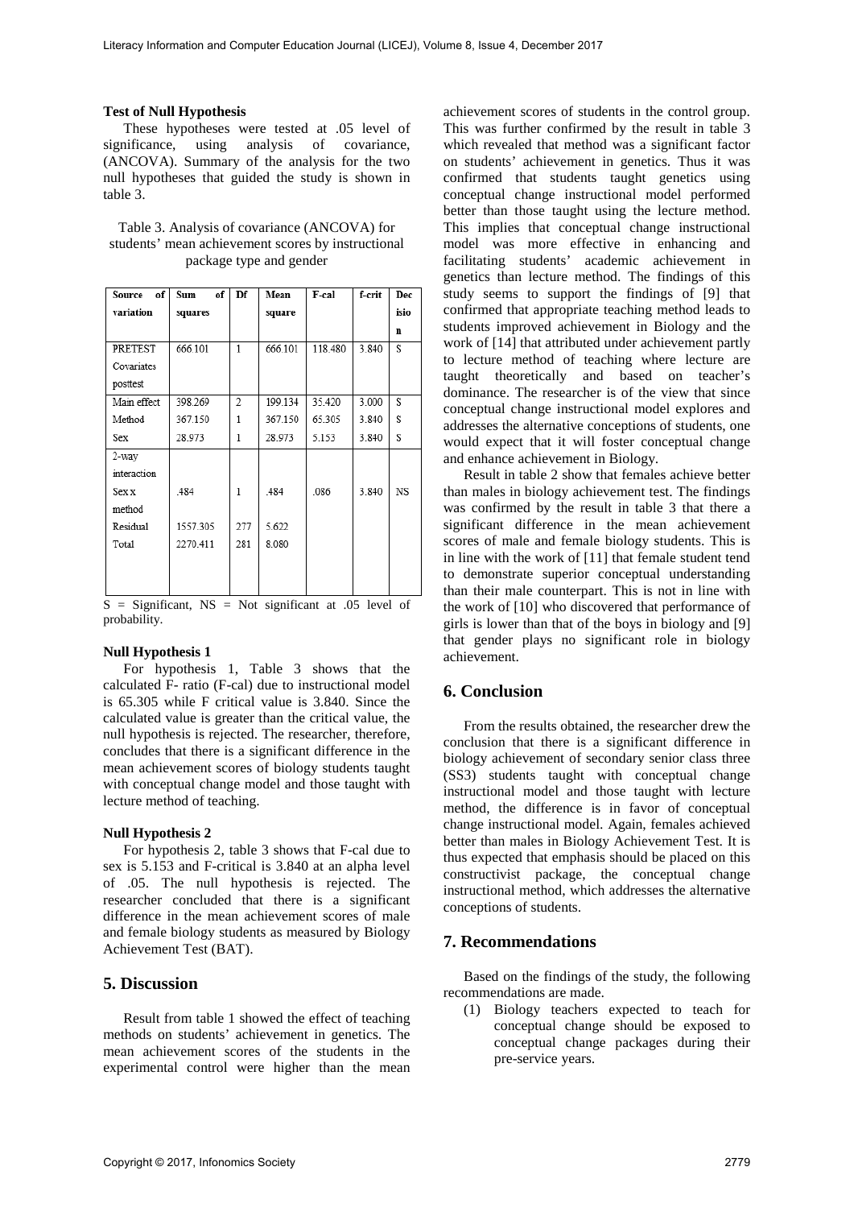**Test of Null Hypothesis**

These hypotheses were tested at .05 level of significance, using analysis of covariance, (ANCOVA). Summary of the analysis for the two null hypotheses that guided the study is shown in table 3.

Table 3. Analysis of covariance (ANCOVA) for students' mean achievement scores by instructional package type and gender

| Source of variation | Sum of squares | Df | Mean square | F-cal | f-crit | Decision |
|---|---|---|---|---|---|---|
| PRETEST Covariates posttest | 666.101 | 1 | 666.101 | 118.480 | 3.840 | S |
| Main effect | 398.269 | 2 | 199.134 | 35.420 | 3.000 | S |
| Method | 367.150 | 1 | 367.150 | 65.305 | 3.840 | S |
| Sex | 28.973 | 1 | 28.973 | 5.153 | 3.840 | S |
| 2-way interaction | | | | | | |
| Sex x method | .484 | 1 | .484 | .086 | 3.840 | NS |
| Residual | 1557.305 | 277 | 5.622 | | | |
| Total | 2270.411 | 281 | 8.080 | | | |

S = Significant, NS = Not significant at .05 level of probability.

**Null Hypothesis 1**

For hypothesis 1, Table 3 shows that the calculated F- ratio (F-cal) due to instructional model is 65.305 while F critical value is 3.840. Since the calculated value is greater than the critical value, the null hypothesis is rejected. The researcher, therefore, concludes that there is a significant difference in the mean achievement scores of biology students taught with conceptual change model and those taught with lecture method of teaching.

**Null Hypothesis 2**

For hypothesis 2, table 3 shows that F-cal due to sex is 5.153 and F-critical is 3.840 at an alpha level of .05. The null hypothesis is rejected. The researcher concluded that there is a significant difference in the mean achievement scores of male and female biology students as measured by Biology Achievement Test (BAT).

## 5. Discussion

Result from table 1 showed the effect of teaching methods on students' achievement in genetics. The mean achievement scores of the students in the experimental control were higher than the mean achievement scores of students in the control group. This was further confirmed by the result in table 3 which revealed that method was a significant factor on students' achievement in genetics. Thus it was confirmed that students taught genetics using conceptual change instructional model performed better than those taught using the lecture method. This implies that conceptual change instructional model was more effective in enhancing and facilitating students' academic achievement in genetics than lecture method. The findings of this study seems to support the findings of [9] that confirmed that appropriate teaching method leads to students improved achievement in Biology and the work of [14] that attributed under achievement partly to lecture method of teaching where lecture are taught theoretically and based on teacher's dominance. The researcher is of the view that since conceptual change instructional model explores and addresses the alternative conceptions of students, one would expect that it will foster conceptual change and enhance achievement in Biology.

Result in table 2 show that females achieve better than males in biology achievement test. The findings was confirmed by the result in table 3 that there a significant difference in the mean achievement scores of male and female biology students. This is in line with the work of [11] that female student tend to demonstrate superior conceptual understanding than their male counterpart. This is not in line with the work of [10] who discovered that performance of girls is lower than that of the boys in biology and [9] that gender plays no significant role in biology achievement.

## 6. Conclusion

From the results obtained, the researcher drew the conclusion that there is a significant difference in biology achievement of secondary senior class three (SS3) students taught with conceptual change instructional model and those taught with lecture method, the difference is in favor of conceptual change instructional model. Again, females achieved better than males in Biology Achievement Test. It is thus expected that emphasis should be placed on this constructivist package, the conceptual change instructional method, which addresses the alternative conceptions of students.

## 7. Recommendations

Based on the findings of the study, the following recommendations are made.

(1) Biology teachers expected to teach for conceptual change should be exposed to conceptual change packages during their pre-service years.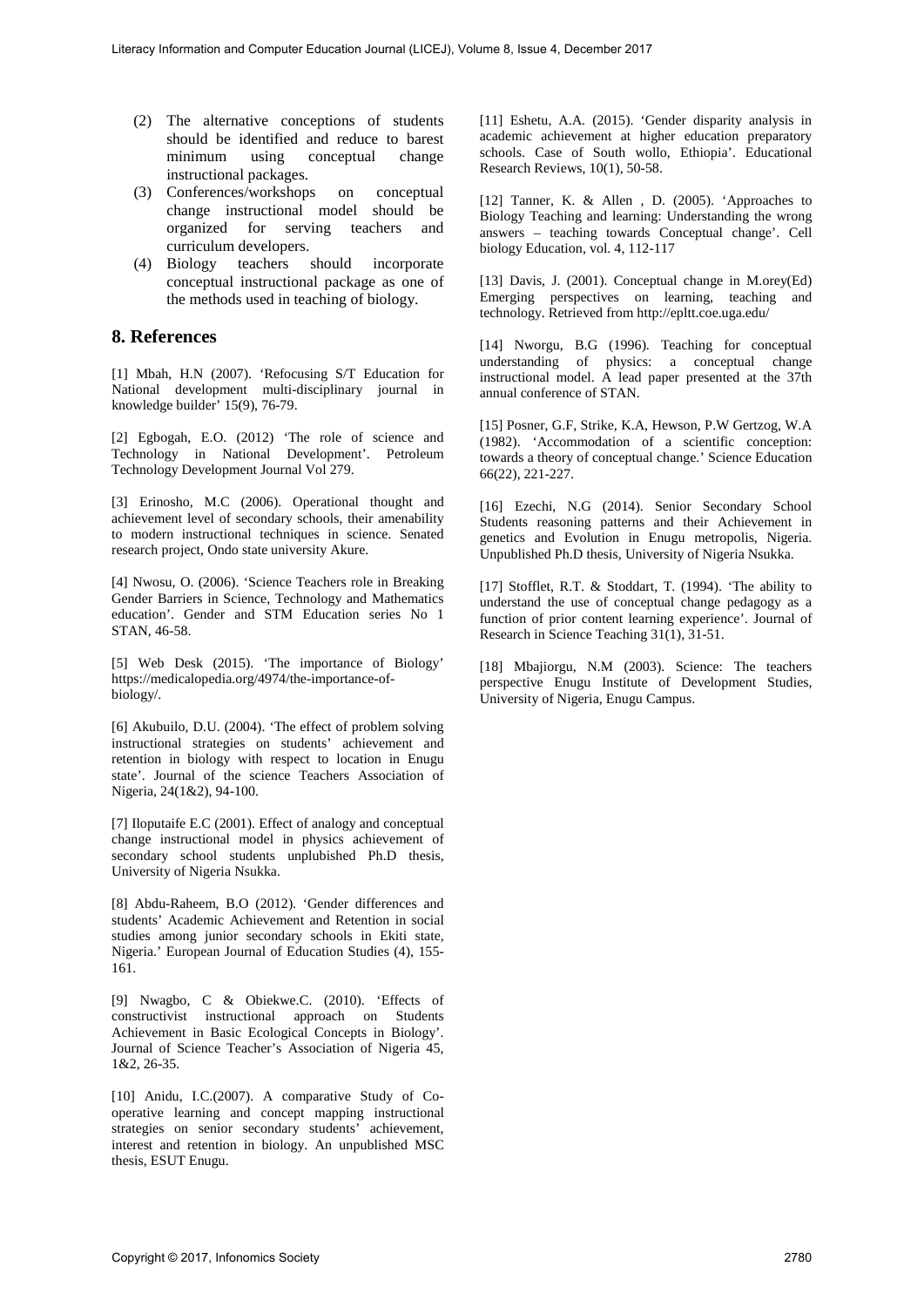(2) The alternative conceptions of students should be identified and reduce to barest minimum using conceptual change instructional packages.
(3) Conferences/workshops on conceptual change instructional model should be organized for serving teachers and curriculum developers.
(4) Biology teachers should incorporate conceptual instructional package as one of the methods used in teaching of biology.

## 8. References

[1] Mbah, H.N (2007). 'Refocusing S/T Education for National development multi-disciplinary journal in knowledge builder' 15(9), 76-79.

[2] Egbogah, E.O. (2012) 'The role of science and Technology in National Development'. Petroleum Technology Development Journal Vol 279.

[3] Erinosho, M.C (2006). Operational thought and achievement level of secondary schools, their amenability to modern instructional techniques in science. Senated research project, Ondo state university Akure.

[4] Nwosu, O. (2006). 'Science Teachers role in Breaking Gender Barriers in Science, Technology and Mathematics education'. Gender and STM Education series No 1 STAN, 46-58.

[5] Web Desk (2015). 'The importance of Biology' https://medicalopedia.org/4974/the-importance-of-biology/.

[6] Akubuilo, D.U. (2004). 'The effect of problem solving instructional strategies on students' achievement and retention in biology with respect to location in Enugu state'. Journal of the science Teachers Association of Nigeria, 24(1&2), 94-100.

[7] Iloputaife E.C (2001). Effect of analogy and conceptual change instructional model in physics achievement of secondary school students unplubished Ph.D thesis, University of Nigeria Nsukka.

[8] Abdu-Raheem, B.O (2012). 'Gender differences and students' Academic Achievement and Retention in social studies among junior secondary schools in Ekiti state, Nigeria.' European Journal of Education Studies (4), 155-161.

[9] Nwagbo, C & Obiekwe.C. (2010). 'Effects of constructivist instructional approach on Students Achievement in Basic Ecological Concepts in Biology'. Journal of Science Teacher's Association of Nigeria 45, 1&2, 26-35.

[10] Anidu, I.C.(2007). A comparative Study of Co-operative learning and concept mapping instructional strategies on senior secondary students' achievement, interest and retention in biology. An unpublished MSC thesis, ESUT Enugu.

[11] Eshetu, A.A. (2015). 'Gender disparity analysis in academic achievement at higher education preparatory schools. Case of South wollo, Ethiopia'. Educational Research Reviews, 10(1), 50-58.

[12] Tanner, K. & Allen , D. (2005). 'Approaches to Biology Teaching and learning: Understanding the wrong answers – teaching towards Conceptual change'. Cell biology Education, vol. 4, 112-117

[13] Davis, J. (2001). Conceptual change in M.orey(Ed) Emerging perspectives on learning, teaching and technology. Retrieved from http://epltt.coe.uga.edu/

[14] Nworgu, B.G (1996). Teaching for conceptual understanding of physics: a conceptual change instructional model. A lead paper presented at the 37th annual conference of STAN.

[15] Posner, G.F, Strike, K.A, Hewson, P.W Gertzog, W.A (1982). 'Accommodation of a scientific conception: towards a theory of conceptual change.' Science Education 66(22), 221-227.

[16] Ezechi, N.G (2014). Senior Secondary School Students reasoning patterns and their Achievement in genetics and Evolution in Enugu metropolis, Nigeria. Unpublished Ph.D thesis, University of Nigeria Nsukka.

[17] Stofflet, R.T. & Stoddart, T. (1994). 'The ability to understand the use of conceptual change pedagogy as a function of prior content learning experience'. Journal of Research in Science Teaching 31(1), 31-51.

[18] Mbajiorgu, N.M (2003). Science: The teachers perspective Enugu Institute of Development Studies, University of Nigeria, Enugu Campus.